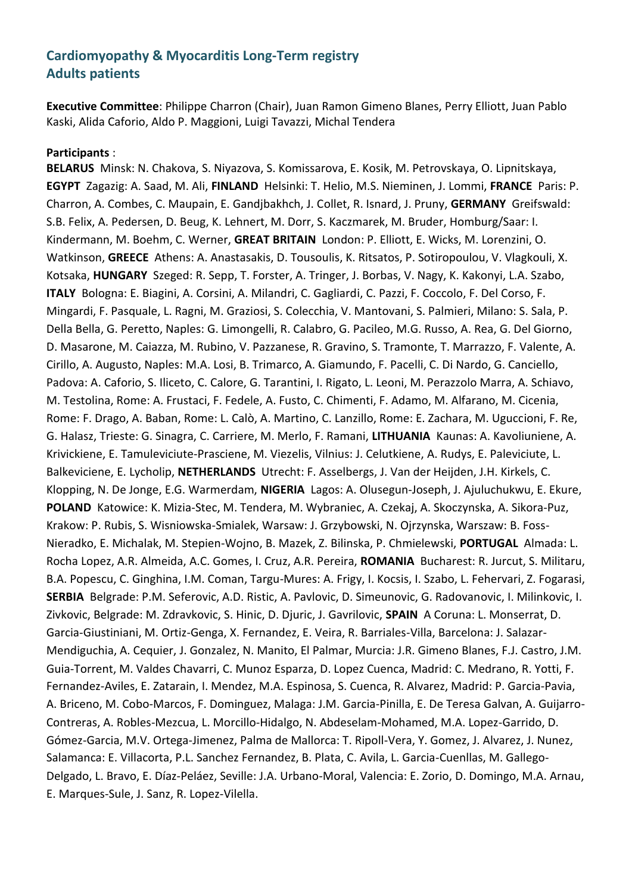## Cardiomyopathy & Myocarditis Long-Term registry
## Adults patients

**Executive Committee**: Philippe Charron (Chair), Juan Ramon Gimeno Blanes, Perry Elliott, Juan Pablo Kaski, Alida Caforio, Aldo P. Maggioni, Luigi Tavazzi, Michal Tendera

**Participants** :

**BELARUS** Minsk: N. Chakova, S. Niyazova, S. Komissarova, E. Kosik, M. Petrovskaya, O. Lipnitskaya, **EGYPT** Zagazig: A. Saad, M. Ali, **FINLAND** Helsinki: T. Helio, M.S. Nieminen, J. Lommi, **FRANCE** Paris: P. Charron, A. Combes, C. Maupain, E. Gandjbakhch, J. Collet, R. Isnard, J. Pruny, **GERMANY** Greifswald: S.B. Felix, A. Pedersen, D. Beug, K. Lehnert, M. Dorr, S. Kaczmarek, M. Bruder, Homburg/Saar: I. Kindermann, M. Boehm, C. Werner, **GREAT BRITAIN** London: P. Elliott, E. Wicks, M. Lorenzini, O. Watkinson, **GREECE** Athens: A. Anastasakis, D. Tousoulis, K. Ritsatos, P. Sotiropoulou, V. Vlagkouli, X. Kotsaka, **HUNGARY** Szeged: R. Sepp, T. Forster, A. Tringer, J. Borbas, V. Nagy, K. Kakonyi, L.A. Szabo, **ITALY** Bologna: E. Biagini, A. Corsini, A. Milandri, C. Gagliardi, C. Pazzi, F. Coccolo, F. Del Corso, F. Mingardi, F. Pasquale, L. Ragni, M. Graziosi, S. Colecchia, V. Mantovani, S. Palmieri, Milano: S. Sala, P. Della Bella, G. Peretto, Naples: G. Limongelli, R. Calabro, G. Pacileo, M.G. Russo, A. Rea, G. Del Giorno, D. Masarone, M. Caiazza, M. Rubino, V. Pazzanese, R. Gravino, S. Tramonte, T. Marrazzo, F. Valente, A. Cirillo, A. Augusto, Naples: M.A. Losi, B. Trimarco, A. Giamundo, F. Pacelli, C. Di Nardo, G. Canciello, Padova: A. Caforio, S. Iliceto, C. Calore, G. Tarantini, I. Rigato, L. Leoni, M. Perazzolo Marra, A. Schiavo, M. Testolina, Rome: A. Frustaci, F. Fedele, A. Fusto, C. Chimenti, F. Adamo, M. Alfarano, M. Cicenia, Rome: F. Drago, A. Baban, Rome: L. Calò, A. Martino, C. Lanzillo, Rome: E. Zachara, M. Uguccioni, F. Re, G. Halasz, Trieste: G. Sinagra, C. Carriere, M. Merlo, F. Ramani, **LITHUANIA** Kaunas: A. Kavoliuniene, A. Krivickiene, E. Tamuleviciute-Prasciene, M. Viezelis, Vilnius: J. Celutkiene, A. Rudys, E. Paleviciute, L. Balkeviciene, E. Lycholip, **NETHERLANDS** Utrecht: F. Asselbergs, J. Van der Heijden, J.H. Kirkels, C. Klopping, N. De Jonge, E.G. Warmerdam, **NIGERIA** Lagos: A. Olusegun-Joseph, J. Ajuluchukwu, E. Ekure, **POLAND** Katowice: K. Mizia-Stec, M. Tendera, M. Wybraniec, A. Czekaj, A. Skoczynska, A. Sikora-Puz, Krakow: P. Rubis, S. Wisniowska-Smialek, Warsaw: J. Grzybowski, N. Ojrzynska, Warszaw: B. Foss-Nieradko, E. Michalak, M. Stepien-Wojno, B. Mazek, Z. Bilinska, P. Chmielewski, **PORTUGAL** Almada: L. Rocha Lopez, A.R. Almeida, A.C. Gomes, I. Cruz, A.R. Pereira, **ROMANIA** Bucharest: R. Jurcut, S. Militaru, B.A. Popescu, C. Ginghina, I.M. Coman, Targu-Mures: A. Frigy, I. Kocsis, I. Szabo, L. Fehervari, Z. Fogarasi, **SERBIA** Belgrade: P.M. Seferovic, A.D. Ristic, A. Pavlovic, D. Simeunovic, G. Radovanovic, I. Milinkovic, I. Zivkovic, Belgrade: M. Zdravkovic, S. Hinic, D. Djuric, J. Gavrilovic, **SPAIN** A Coruna: L. Monserrat, D. Garcia-Giustiniani, M. Ortiz-Genga, X. Fernandez, E. Veira, R. Barriales-Villa, Barcelona: J. Salazar-Mendiguchia, A. Cequier, J. Gonzalez, N. Manito, El Palmar, Murcia: J.R. Gimeno Blanes, F.J. Castro, J.M. Guia-Torrent, M. Valdes Chavarri, C. Munoz Esparza, D. Lopez Cuenca, Madrid: C. Medrano, R. Yotti, F. Fernandez-Aviles, E. Zatarain, I. Mendez, M.A. Espinosa, S. Cuenca, R. Alvarez, Madrid: P. Garcia-Pavia, A. Briceno, M. Cobo-Marcos, F. Dominguez, Malaga: J.M. Garcia-Pinilla, E. De Teresa Galvan, A. Guijarro-Contreras, A. Robles-Mezcua, L. Morcillo-Hidalgo, N. Abdeselam-Mohamed, M.A. Lopez-Garrido, D. Gómez-Garcia, M.V. Ortega-Jimenez, Palma de Mallorca: T. Ripoll-Vera, Y. Gomez, J. Alvarez, J. Nunez, Salamanca: E. Villacorta, P.L. Sanchez Fernandez, B. Plata, C. Avila, L. Garcia-Cuenllas, M. Gallego-Delgado, L. Bravo, E. Díaz-Peláez, Seville: J.A. Urbano-Moral, Valencia: E. Zorio, D. Domingo, M.A. Arnau, E. Marques-Sule, J. Sanz, R. Lopez-Vilella.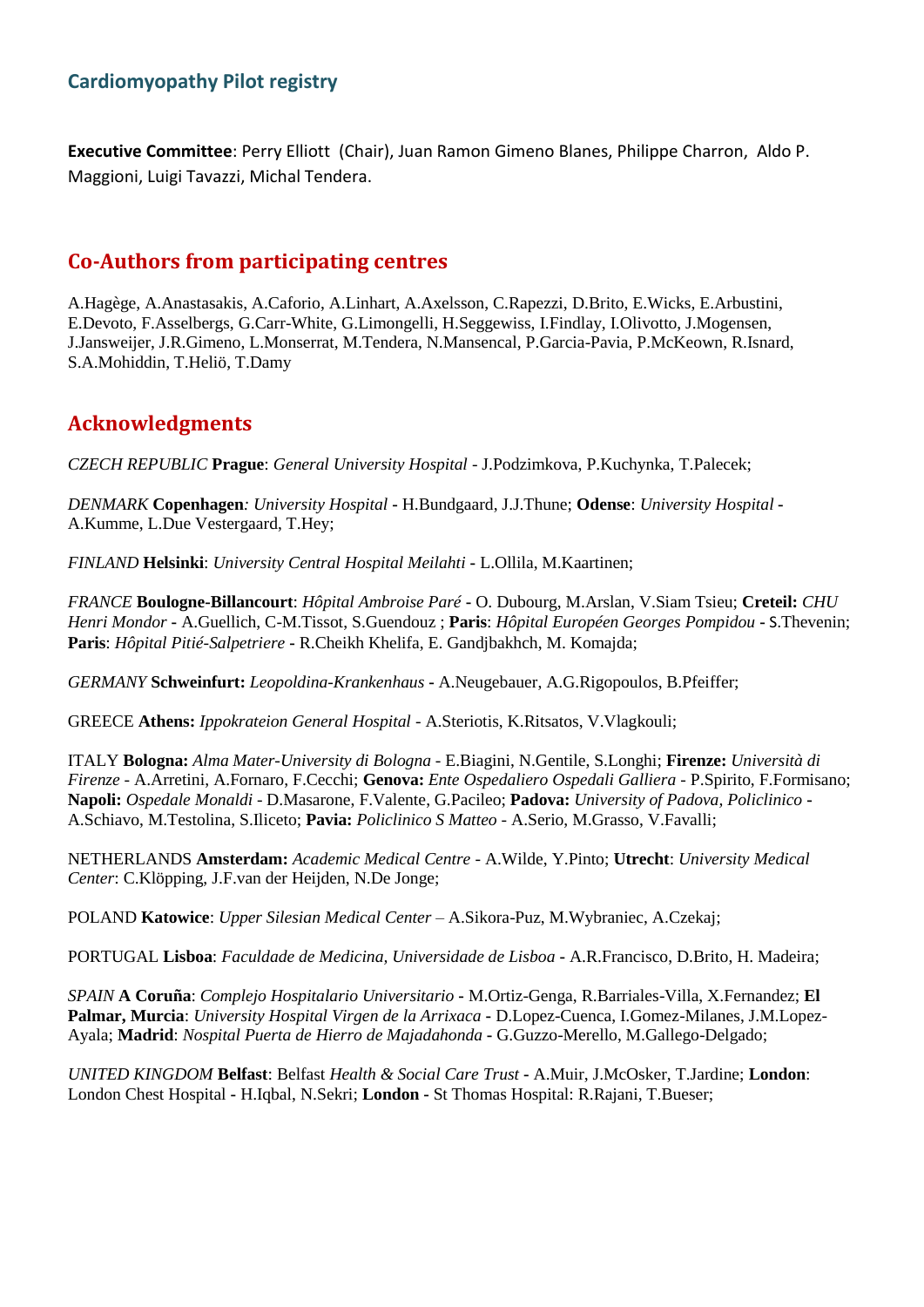## Cardiomyopathy Pilot registry

**Executive Committee**: Perry Elliott (Chair), Juan Ramon Gimeno Blanes, Philippe Charron, Aldo P. Maggioni, Luigi Tavazzi, Michal Tendera.

## Co-Authors from participating centres

A.Hagège, A.Anastasakis, A.Caforio, A.Linhart, A.Axelsson, C.Rapezzi, D.Brito, E.Wicks, E.Arbustini, E.Devoto, F.Asselbergs, G.Carr-White, G.Limongelli, H.Seggewiss, I.Findlay, I.Olivotto, J.Mogensen, J.Jansweijer, J.R.Gimeno, L.Monserrat, M.Tendera, N.Mansencal, P.Garcia-Pavia, P.McKeown, R.Isnard, S.A.Mohiddin, T.Heliö, T.Damy

## Acknowledgments

*CZECH REPUBLIC* **Prague**: *General University Hospital* - J.Podzimkova, P.Kuchynka, T.Palecek;

*DENMARK* **Copenhagen***: University Hospital* **-** H.Bundgaard, J.J.Thune; **Odense**: *University Hospital* **-** A.Kumme, L.Due Vestergaard, T.Hey;

*FINLAND* **Helsinki**: *University Central Hospital Meilahti* **-** L.Ollila, M.Kaartinen;

*FRANCE* **Boulogne-Billancourt**: *Hôpital Ambroise Paré* **-** O. Dubourg, M.Arslan, V.Siam Tsieu; **Creteil:** *CHU Henri Mondor* **-** A.Guellich, C-M.Tissot, S.Guendouz ; **Paris**: *Hôpital Européen Georges Pompidou* **-** S.Thevenin; **Paris**: *Hôpital Pitié-Salpetriere* **-** R.Cheikh Khelifa, E. Gandjbakhch, M. Komajda;

*GERMANY* **Schweinfurt:** *Leopoldina-Krankenhaus* **-** A.Neugebauer, A.G.Rigopoulos, B.Pfeiffer;

GREECE **Athens:** *Ippokrateion General Hospital* - A.Steriotis, K.Ritsatos, V.Vlagkouli;

ITALY **Bologna:** *Alma Mater-University di Bologna* - E.Biagini, N.Gentile, S.Longhi; **Firenze:** *Università di Firenze* - A.Arretini, A.Fornaro, F.Cecchi; **Genova:** *Ente Ospedaliero Ospedali Galliera* - P.Spirito, F.Formisano; **Napoli:** *Ospedale Monaldi* - D.Masarone, F.Valente, G.Pacileo; **Padova:** *University of Padova, Policlinico* - A.Schiavo, M.Testolina, S.Iliceto; **Pavia:** *Policlinico S Matteo* - A.Serio, M.Grasso, V.Favalli;

NETHERLANDS **Amsterdam:** *Academic Medical Centre* - A.Wilde, Y.Pinto; **Utrecht**: *University Medical Center*: C.Klöpping, J.F.van der Heijden, N.De Jonge;

POLAND **Katowice**: *Upper Silesian Medical Center* – A.Sikora-Puz, M.Wybraniec, A.Czekaj;

PORTUGAL **Lisboa**: *Faculdade de Medicina, Universidade de Lisboa* - A.R.Francisco, D.Brito, H. Madeira;

*SPAIN* **A Coruña**: *Complejo Hospitalario Universitario* - M.Ortiz-Genga, R.Barriales-Villa, X.Fernandez; **El Palmar, Murcia**: *University Hospital Virgen de la Arrixaca* - D.Lopez-Cuenca, I.Gomez-Milanes, J.M.Lopez-Ayala; **Madrid**: *Nospital Puerta de Hierro de Majadahonda* **-** G.Guzzo-Merello, M.Gallego-Delgado;

*UNITED KINGDOM* **Belfast**: Belfast *Health & Social Care Trust* - A.Muir, J.McOsker, T.Jardine; **London**: London Chest Hospital - H.Iqbal, N.Sekri; **London -** St Thomas Hospital: R.Rajani, T.Bueser;